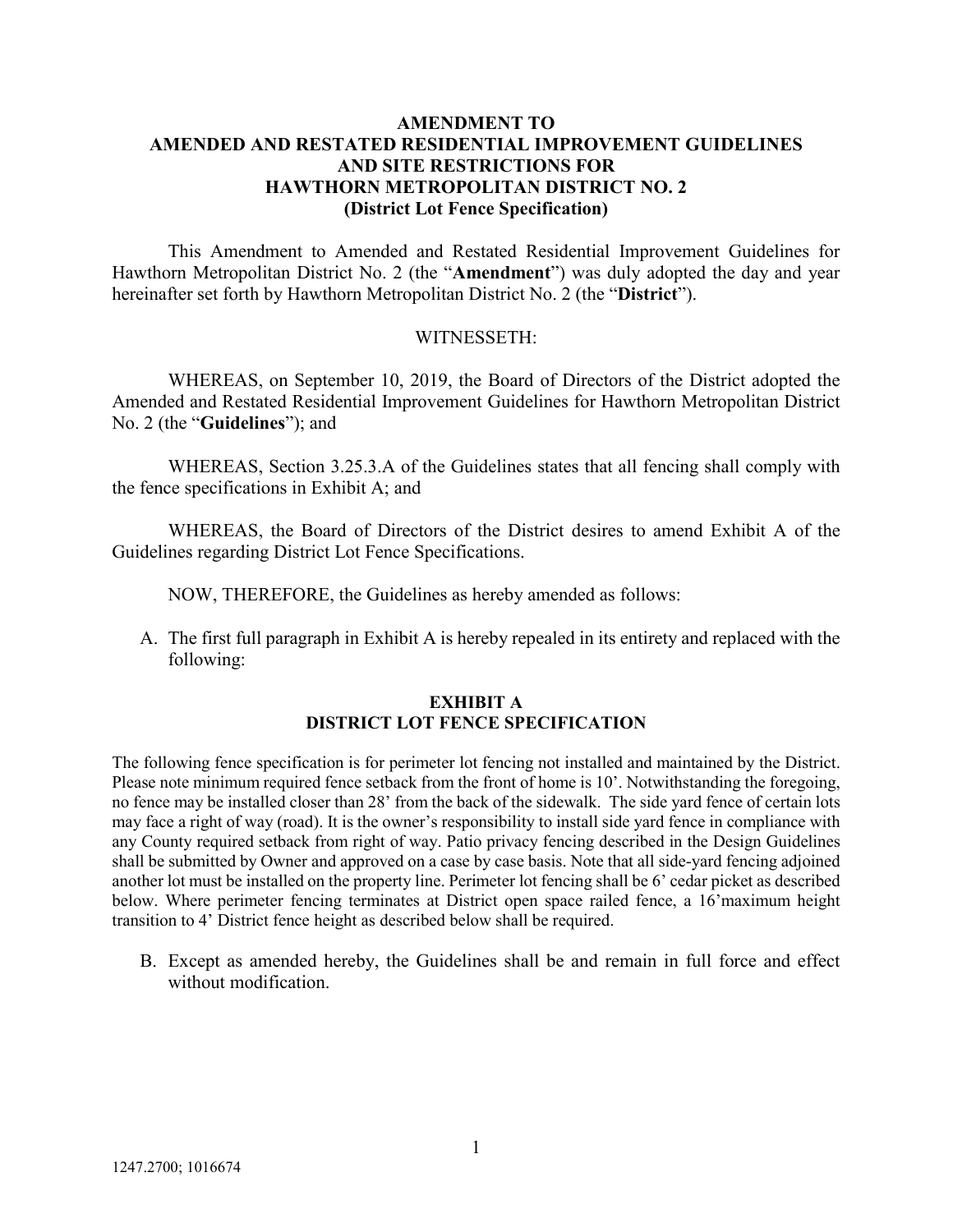# AMENDMENT TO AMENDED AND RESTATED RESIDENTIAL IMPROVEMENT GUIDELINES AND SITE RESTRICTIONS FOR HAWTHORN METROPOLITAN DISTRICT NO. 2

## (District Lot Fence Specification)

This Amendment to Amended and Restated Residential Improvement Guidelines for Hawthorn Metropolitan District No. 2 (the "**Amendment**") was duly adopted the day and year hereinafter set forth by Hawthorn Metropolitan District No. 2 (the "**District**").

WITNESSETH:

WHEREAS, on September 10, 2019, the Board of Directors of the District adopted the Amended and Restated Residential Improvement Guidelines for Hawthorn Metropolitan District No. 2 (the "**Guidelines**"); and

WHEREAS, Section 3.25.3.A of the Guidelines states that all fencing shall comply with the fence specifications in Exhibit A; and

WHEREAS, the Board of Directors of the District desires to amend Exhibit A of the Guidelines regarding District Lot Fence Specifications.

NOW, THEREFORE, the Guidelines as hereby amended as follows:

A. The first full paragraph in Exhibit A is hereby repealed in its entirety and replaced with the following:

**EXHIBIT A**
**DISTRICT LOT FENCE SPECIFICATION**

The following fence specification is for perimeter lot fencing not installed and maintained by the District. Please note minimum required fence setback from the front of home is 10'. Notwithstanding the foregoing, no fence may be installed closer than 28' from the back of the sidewalk. The side yard fence of certain lots may face a right of way (road). It is the owner's responsibility to install side yard fence in compliance with any County required setback from right of way. Patio privacy fencing described in the Design Guidelines shall be submitted by Owner and approved on a case by case basis. Note that all side-yard fencing adjoined another lot must be installed on the property line. Perimeter lot fencing shall be 6' cedar picket as described below. Where perimeter fencing terminates at District open space railed fence, a 16'maximum height transition to 4' District fence height as described below shall be required.

B. Except as amended hereby, the Guidelines shall be and remain in full force and effect without modification.

1247.2700; 1016674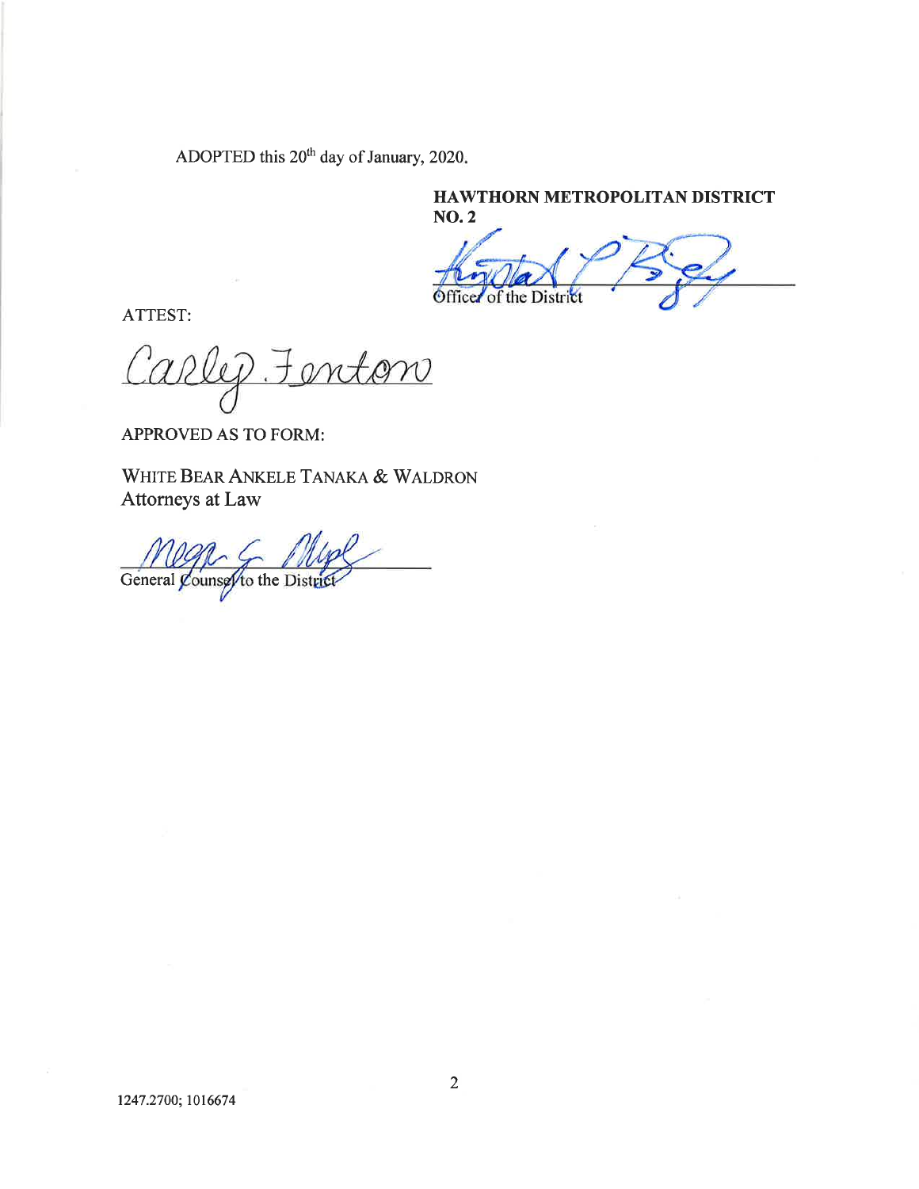ADOPTED this 20th day of January, 2020.

**HAWTHORN METROPOLITAN DISTRICT NO. 2**

Officer of the District

ATTEST:

Carly Fenton

APPROVED AS TO FORM:

WHITE BEAR ANKELE TANAKA & WALDRON
Attorneys at Law

General Counsel to the District

1247.2700; 1016674